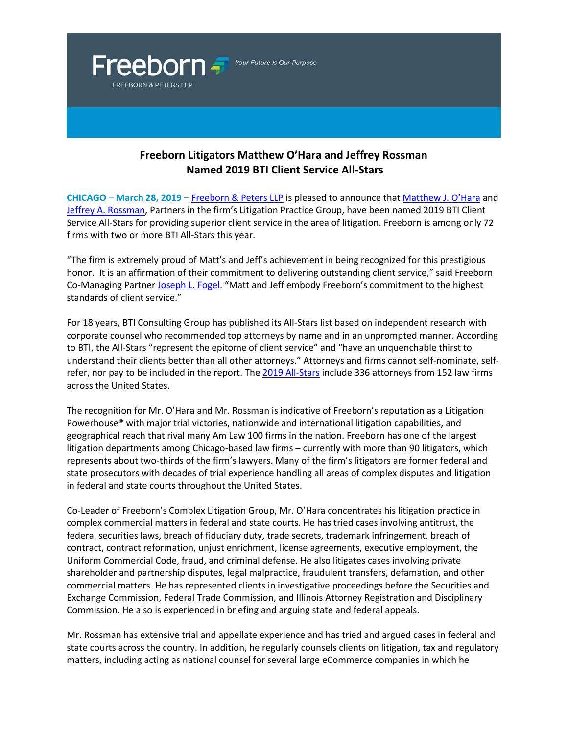Freeborn

FREEBORN & PETERS LLP

*Your Future is Our Purpose*

# Freeborn Litigators Matthew O'Hara and Jeffrey Rossman Named 2019 BTI Client Service All-Stars

**CHICAGO – March 28, 2019** – Freeborn & Peters LLP is pleased to announce that Matthew J. O'Hara and Jeffrey A. Rossman, Partners in the firm's Litigation Practice Group, have been named 2019 BTI Client Service All-Stars for providing superior client service in the area of litigation. Freeborn is among only 72 firms with two or more BTI All-Stars this year.

"The firm is extremely proud of Matt's and Jeff's achievement in being recognized for this prestigious honor. It is an affirmation of their commitment to delivering outstanding client service," said Freeborn Co-Managing Partner Joseph L. Fogel. "Matt and Jeff embody Freeborn's commitment to the highest standards of client service."

For 18 years, BTI Consulting Group has published its All-Stars list based on independent research with corporate counsel who recommended top attorneys by name and in an unprompted manner. According to BTI, the All-Stars "represent the epitome of client service" and "have an unquenchable thirst to understand their clients better than all other attorneys." Attorneys and firms cannot self-nominate, self-refer, nor pay to be included in the report. The 2019 All-Stars include 336 attorneys from 152 law firms across the United States.

The recognition for Mr. O'Hara and Mr. Rossman is indicative of Freeborn's reputation as a Litigation Powerhouse® with major trial victories, nationwide and international litigation capabilities, and geographical reach that rival many Am Law 100 firms in the nation. Freeborn has one of the largest litigation departments among Chicago-based law firms – currently with more than 90 litigators, which represents about two-thirds of the firm's lawyers. Many of the firm's litigators are former federal and state prosecutors with decades of trial experience handling all areas of complex disputes and litigation in federal and state courts throughout the United States.

Co-Leader of Freeborn's Complex Litigation Group, Mr. O'Hara concentrates his litigation practice in complex commercial matters in federal and state courts. He has tried cases involving antitrust, the federal securities laws, breach of fiduciary duty, trade secrets, trademark infringement, breach of contract, contract reformation, unjust enrichment, license agreements, executive employment, the Uniform Commercial Code, fraud, and criminal defense. He also litigates cases involving private shareholder and partnership disputes, legal malpractice, fraudulent transfers, defamation, and other commercial matters. He has represented clients in investigative proceedings before the Securities and Exchange Commission, Federal Trade Commission, and Illinois Attorney Registration and Disciplinary Commission. He also is experienced in briefing and arguing state and federal appeals.

Mr. Rossman has extensive trial and appellate experience and has tried and argued cases in federal and state courts across the country. In addition, he regularly counsels clients on litigation, tax and regulatory matters, including acting as national counsel for several large eCommerce companies in which he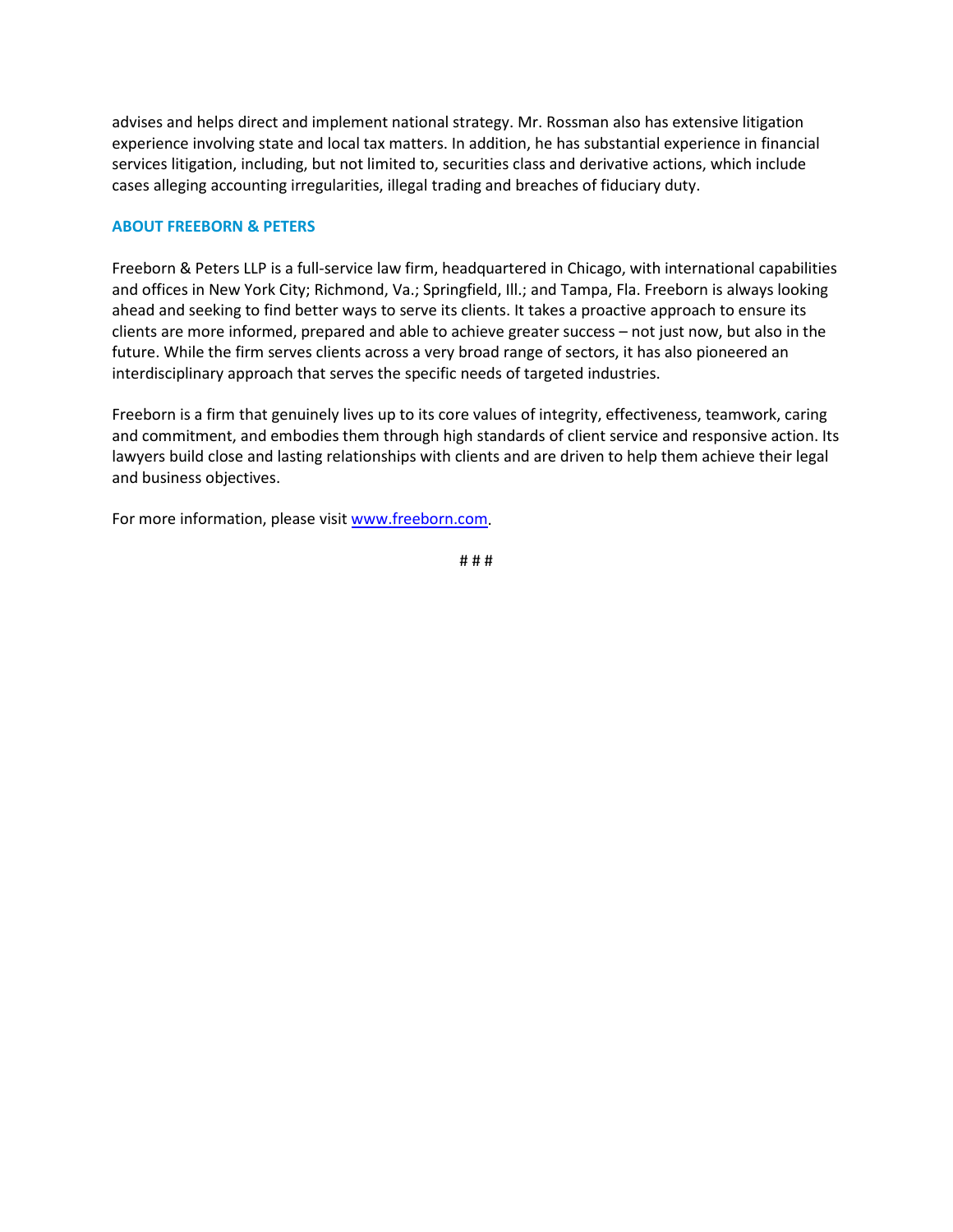advises and helps direct and implement national strategy. Mr. Rossman also has extensive litigation experience involving state and local tax matters. In addition, he has substantial experience in financial services litigation, including, but not limited to, securities class and derivative actions, which include cases alleging accounting irregularities, illegal trading and breaches of fiduciary duty.

## ABOUT FREEBORN & PETERS

Freeborn & Peters LLP is a full-service law firm, headquartered in Chicago, with international capabilities and offices in New York City; Richmond, Va.; Springfield, Ill.; and Tampa, Fla. Freeborn is always looking ahead and seeking to find better ways to serve its clients. It takes a proactive approach to ensure its clients are more informed, prepared and able to achieve greater success – not just now, but also in the future. While the firm serves clients across a very broad range of sectors, it has also pioneered an interdisciplinary approach that serves the specific needs of targeted industries.

Freeborn is a firm that genuinely lives up to its core values of integrity, effectiveness, teamwork, caring and commitment, and embodies them through high standards of client service and responsive action. Its lawyers build close and lasting relationships with clients and are driven to help them achieve their legal and business objectives.

For more information, please visit [www.freeborn.com](http://www.freeborn.com).

# # #